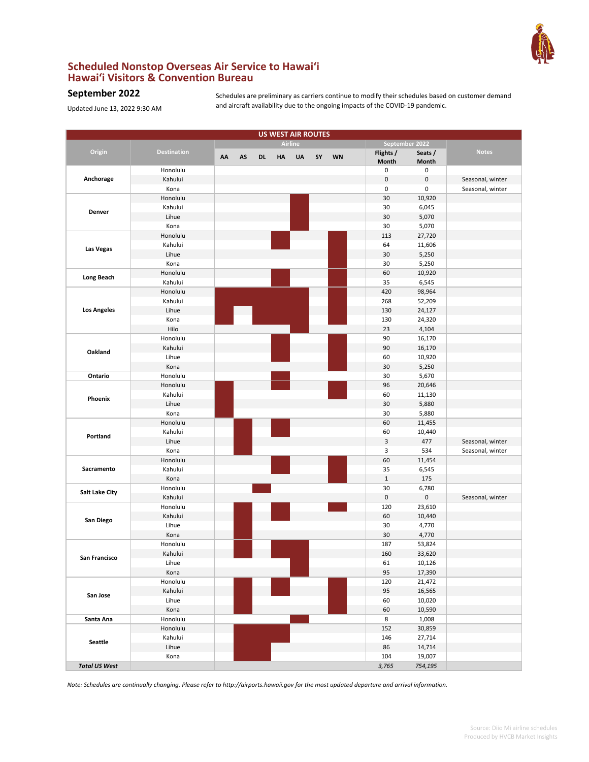# Scheduled Nonstop Overseas Air Service to Hawaiʻi
## Hawaiʻi Visitors & Convention Bureau

### September 2022

Updated June 13, 2022 9:30 AM

Schedules are preliminary as carriers continue to modify their schedules based on customer demand and aircraft availability due to the ongoing impacts of the COVID-19 pandemic.

**US WEST AIR ROUTES**

(■ = airline operates the route; shaded cell in the original)

| Origin | Destination | Airline | | | | | | | September 2022 | | Notes |
|---|---|---|---|---|---|---|---|---|---|---|---|
| | | AA | AS | DL | HA | UA | SY | WN | Flights / Month | Seats / Month | |
| **Anchorage** | Honolulu | | | | | | | | 0 | 0 | |
| | Kahului | | | | | | | | 0 | 0 | Seasonal, winter |
| | Kona | | | | | | | | 0 | 0 | Seasonal, winter |
| **Denver** | Honolulu | | | | | ■ | | | 30 | 10,920 | |
| | Kahului | | | | | ■ | | | 30 | 6,045 | |
| | Lihue | | | | | ■ | | | 30 | 5,070 | |
| | Kona | | | | | ■ | | | 30 | 5,070 | |
| **Las Vegas** | Honolulu | | | | ■ | | | ■ | 113 | 27,720 | |
| | Kahului | | | | ■ | | | ■ | 64 | 11,606 | |
| | Lihue | | | | | | | ■ | 30 | 5,250 | |
| | Kona | | | | | | | ■ | 30 | 5,250 | |
| **Long Beach** | Honolulu | | | | ■ | | | ■ | 60 | 10,920 | |
| | Kahului | | | | ■ | | | ■ | 35 | 6,545 | |
| **Los Angeles** | Honolulu | ■ | ■ | ■ | ■ | ■ | | ■ | 420 | 98,964 | |
| | Kahului | ■ | ■ | ■ | ■ | ■ | | ■ | 268 | 52,209 | |
| | Lihue | ■ | | ■ | ■ | ■ | | ■ | 130 | 24,127 | |
| | Kona | ■ | | ■ | ■ | ■ | | ■ | 130 | 24,320 | |
| | Hilo | | | | | ■ | | | 23 | 4,104 | |
| **Oakland** | Honolulu | | | | ■ | | | ■ | 90 | 16,170 | |
| | Kahului | | | | ■ | | | ■ | 90 | 16,170 | |
| | Lihue | | | | ■ | | | ■ | 60 | 10,920 | |
| | Kona | | | | | | | ■ | 30 | 5,250 | |
| **Ontario** | Honolulu | | | | ■ | | | | 30 | 5,670 | |
| **Phoenix** | Honolulu | ■ | | | ■ | | | ■ | 96 | 20,646 | |
| | Kahului | ■ | | | | | | ■ | 60 | 11,130 | |
| | Lihue | ■ | | | | | | | 30 | 5,880 | |
| | Kona | ■ | | | | | | | 30 | 5,880 | |
| **Portland** | Honolulu | | ■ | | ■ | | | | 60 | 11,455 | |
| | Kahului | | ■ | | ■ | | | | 60 | 10,440 | |
| | Lihue | | ■ | | | | | | 3 | 477 | Seasonal, winter |
| | Kona | | ■ | | | | | | 3 | 534 | Seasonal, winter |
| **Sacramento** | Honolulu | | | | ■ | | | ■ | 60 | 11,454 | |
| | Kahului | | | | ■ | | | ■ | 35 | 6,545 | |
| | Kona | | | | | | | ■ | 1 | 175 | |
| **Salt Lake City** | Honolulu | | | ■ | | | | | 30 | 6,780 | |
| | Kahului | | | | | | | | 0 | 0 | Seasonal, winter |
| **San Diego** | Honolulu | | ■ | | ■ | | | ■ | 120 | 23,610 | |
| | Kahului | | ■ | | ■ | | | | 60 | 10,440 | |
| | Lihue | | ■ | | | | | | 30 | 4,770 | |
| | Kona | | ■ | | | | | | 30 | 4,770 | |
| **San Francisco** | Honolulu | | ■ | | ■ | ■ | | | 187 | 53,824 | |
| | Kahului | | ■ | | ■ | ■ | | | 160 | 33,620 | |
| | Lihue | | | | | ■ | | | 61 | 10,126 | |
| | Kona | | | | | ■ | | | 95 | 17,390 | |
| **San Jose** | Honolulu | | ■ | | ■ | | | ■ | 120 | 21,472 | |
| | Kahului | | ■ | | ■ | | | ■ | 95 | 16,565 | |
| | Lihue | | ■ | | | | | ■ | 60 | 10,020 | |
| | Kona | | ■ | | | | | ■ | 60 | 10,590 | |
| **Santa Ana** | Honolulu | | | | | ■ | | | 8 | 1,008 | |
| **Seattle** | Honolulu | | ■ | ■ | ■ | | | | 152 | 30,859 | |
| | Kahului | | ■ | ■ | ■ | | | | 146 | 27,714 | |
| | Lihue | | ■ | ■ | | | | | 86 | 14,714 | |
| | Kona | | ■ | ■ | | | | | 104 | 19,007 | |
| ***Total US West*** | | | | | | | | | *3,765* | *754,195* | |

*Note: Schedules are continually changing. Please refer to http://airports.hawaii.gov for the most updated departure and arrival information.*

Source: Diio Mi airline schedules
Produced by HVCB Market Insights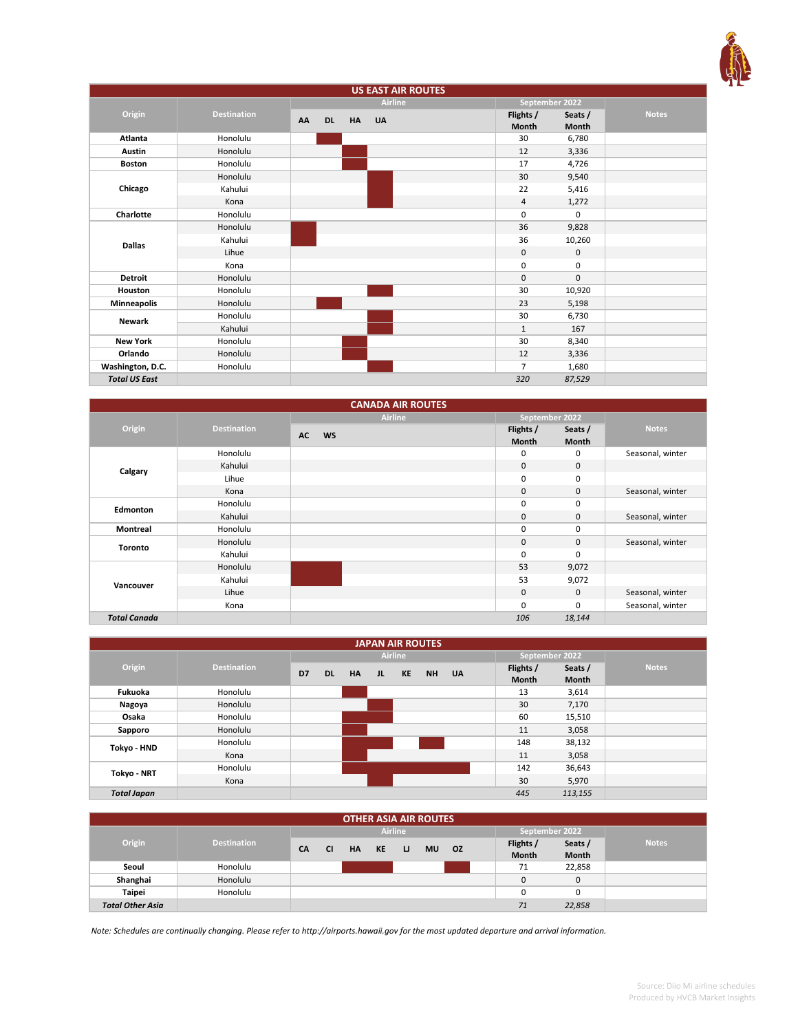## US EAST AIR ROUTES

| Origin | Destination | AA | DL | HA | UA | Flights / Month (September 2022) | Seats / Month (September 2022) | Notes |
|---|---|---|---|---|---|---|---|---|
| Atlanta | Honolulu | | ■ | | | 30 | 6,780 | |
| Austin | Honolulu | | | ■ | | 12 | 3,336 | |
| Boston | Honolulu | | | ■ | | 17 | 4,726 | |
| Chicago | Honolulu | | | | ■ | 30 | 9,540 | |
| | Kahului | | | | ■ | 22 | 5,416 | |
| | Kona | | | | ■ | 4 | 1,272 | |
| Charlotte | Honolulu | | | | | 0 | 0 | |
| Dallas | Honolulu | ■ | | | | 36 | 9,828 | |
| | Kahului | ■ | | | | 36 | 10,260 | |
| | Lihue | | | | | 0 | 0 | |
| | Kona | | | | | 0 | 0 | |
| Detroit | Honolulu | | | | | 0 | 0 | |
| Houston | Honolulu | | | | ■ | 30 | 10,920 | |
| Minneapolis | Honolulu | | ■ | | | 23 | 5,198 | |
| Newark | Honolulu | | | | ■ | 30 | 6,730 | |
| | Kahului | | | | ■ | 1 | 167 | |
| New York | Honolulu | | | ■ | | 30 | 8,340 | |
| Orlando | Honolulu | | | ■ | | 12 | 3,336 | |
| Washington, D.C. | Honolulu | | | | ■ | 7 | 1,680 | |
| ***Total US East*** | | | | | | *320* | *87,529* | |

## CANADA AIR ROUTES

| Origin | Destination | AC | WS | Flights / Month (September 2022) | Seats / Month (September 2022) | Notes |
|---|---|---|---|---|---|---|
| Calgary | Honolulu | | | 0 | 0 | Seasonal, winter |
| | Kahului | | | 0 | 0 | |
| | Lihue | | | 0 | 0 | |
| | Kona | | | 0 | 0 | Seasonal, winter |
| Edmonton | Honolulu | | | 0 | 0 | |
| | Kahului | | | 0 | 0 | Seasonal, winter |
| Montreal | Honolulu | | | 0 | 0 | |
| Toronto | Honolulu | | | 0 | 0 | Seasonal, winter |
| | Kahului | | | 0 | 0 | |
| Vancouver | Honolulu | ■ | ■ | 53 | 9,072 | |
| | Kahului | ■ | ■ | 53 | 9,072 | |
| | Lihue | | | 0 | 0 | Seasonal, winter |
| | Kona | | | 0 | 0 | Seasonal, winter |
| ***Total Canada*** | | | | *106* | *18,144* | |

## JAPAN AIR ROUTES

| Origin | Destination | D7 | DL | HA | JL | KE | NH | UA | Flights / Month (September 2022) | Seats / Month (September 2022) | Notes |
|---|---|---|---|---|---|---|---|---|---|---|---|
| Fukuoka | Honolulu | | | ■ | | | | | 13 | 3,614 | |
| Nagoya | Honolulu | | | | ■ | | | | 30 | 7,170 | |
| Osaka | Honolulu | | | ■ | ■ | | | | 60 | 15,510 | |
| Sapporo | Honolulu | | | ■ | | | | | 11 | 3,058 | |
| Tokyo - HND | Honolulu | | | ■ | ■ | | ■ | | 148 | 38,132 | |
| | Kona | | | ■ | | | | | 11 | 3,058 | |
| Tokyo - NRT | Honolulu | | | ■ | ■ | ■ | ■ | ■ | 142 | 36,643 | |
| | Kona | | | | ■ | | | | 30 | 5,970 | |
| ***Total Japan*** | | | | | | | | | *445* | *113,155* | |

## OTHER ASIA AIR ROUTES

| Origin | Destination | CA | CI | HA | KE | LJ | MU | OZ | Flights / Month (September 2022) | Seats / Month (September 2022) | Notes |
|---|---|---|---|---|---|---|---|---|---|---|---|
| Seoul | Honolulu | | | ■ | ■ | | | ■ | 71 | 22,858 | |
| Shanghai | Honolulu | | | | | | | | 0 | 0 | |
| Taipei | Honolulu | | | | | | | | 0 | 0 | |
| ***Total Other Asia*** | | | | | | | | | *71* | *22,858* | |

*Note: Schedules are continually changing. Please refer to http://airports.hawaii.gov for the most updated departure and arrival information.*

Source: Diio Mi airline schedules
Produced by HVCB Market Insights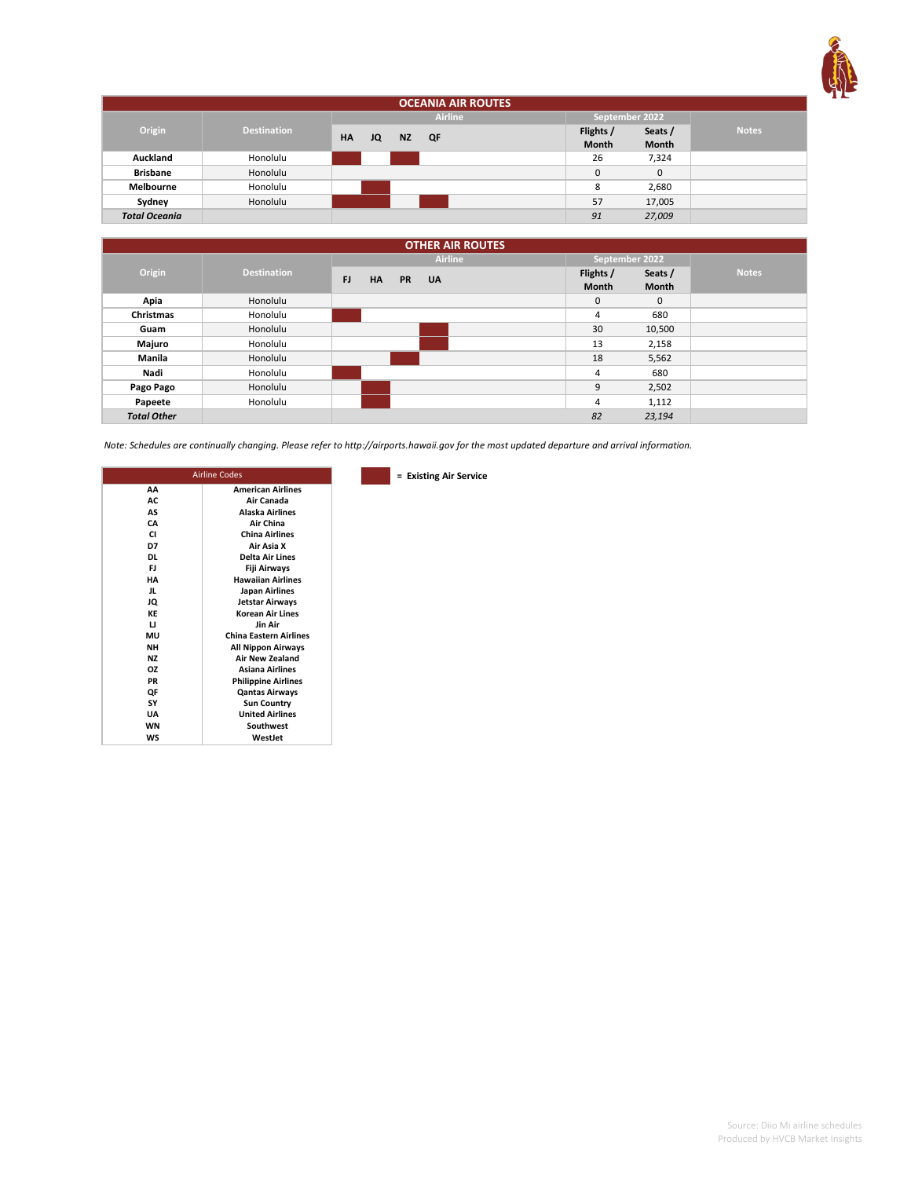## OCEANIA AIR ROUTES

| Origin | Destination | Airline | | | | September 2022 | | Notes |
|---|---|---|---|---|---|---|---|---|
| | | HA | JQ | NZ | QF | Flights / Month | Seats / Month | |
| **Auckland** | Honolulu | ■ | | ■ | | 26 | 7,324 | |
| **Brisbane** | Honolulu | | | | | 0 | 0 | |
| **Melbourne** | Honolulu | | ■ | | | 8 | 2,680 | |
| **Sydney** | Honolulu | ■ | ■ | | ■ | 57 | 17,005 | |
| ***Total Oceania*** | | | | | | *91* | *27,009* | |

## OTHER AIR ROUTES

| Origin | Destination | Airline | | | | September 2022 | | Notes |
|---|---|---|---|---|---|---|---|---|
| | | FJ | HA | PR | UA | Flights / Month | Seats / Month | |
| **Apia** | Honolulu | | | | | 0 | 0 | |
| **Christmas** | Honolulu | ■ | | | | 4 | 680 | |
| **Guam** | Honolulu | | | | ■ | 30 | 10,500 | |
| **Majuro** | Honolulu | | | | ■ | 13 | 2,158 | |
| **Manila** | Honolulu | | | ■ | | 18 | 5,562 | |
| **Nadi** | Honolulu | ■ | | | | 4 | 680 | |
| **Pago Pago** | Honolulu | | ■ | | | 9 | 2,502 | |
| **Papeete** | Honolulu | | ■ | | | 4 | 1,112 | |
| ***Total Other*** | | | | | | *82* | *23,194* | |

*Note: Schedules are continually changing. Please refer to http://airports.hawaii.gov for the most updated departure and arrival information.*

| Airline Codes | |
|---|---|
| AA | American Airlines |
| AC | Air Canada |
| AS | Alaska Airlines |
| CA | Air China |
| CI | China Airlines |
| D7 | Air Asia X |
| DL | Delta Air Lines |
| FJ | Fiji Airways |
| HA | Hawaiian Airlines |
| JL | Japan Airlines |
| JQ | Jetstar Airways |
| KE | Korean Air Lines |
| LJ | Jin Air |
| MU | China Eastern Airlines |
| NH | All Nippon Airways |
| NZ | Air New Zealand |
| OZ | Asiana Airlines |
| PR | Philippine Airlines |
| QF | Qantas Airways |
| SY | Sun Country |
| UA | United Airlines |
| WN | Southwest |
| WS | WestJet |

■ = **Existing Air Service**

Source: Diio Mi airline schedules
Produced by HVCB Market Insights